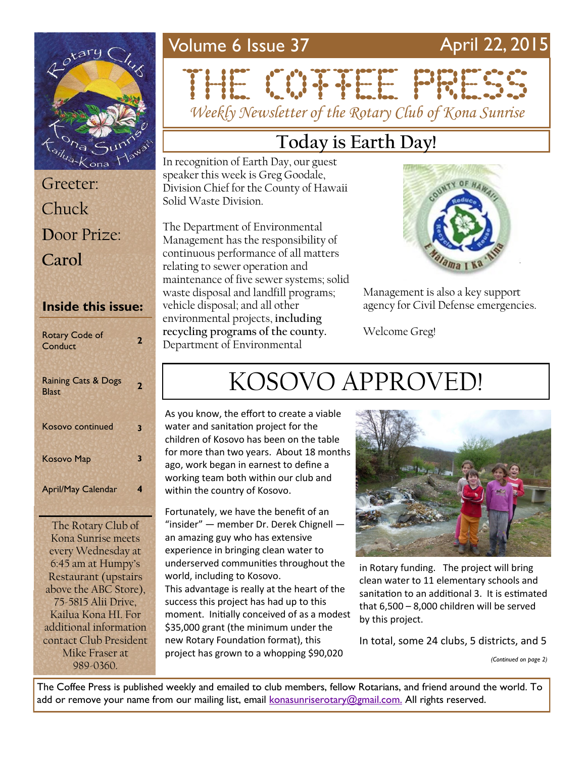Volume 6 Issue 37 — April 22, 2015

# THE COFFEE PRESS

*Weekly Newsletter of the Rotary Club of Kona Sunrise*

Greeter: Chuck

Door Prize: **Carol**

**Inside this issue:**

| | |
|---|---|
| Rotary Code of Conduct | 2 |
| Raining Cats & Dogs Blast | 2 |
| Kosovo continued | 3 |
| Kosovo Map | 3 |
| April/May Calendar | 4 |

The Rotary Club of Kona Sunrise meets every Wednesday at 6:45 am at Humpy's Restaurant (upstairs above the ABC Store), 75-5815 Alii Drive, Kailua Kona HI. For additional information contact Club President Mike Fraser at 989-0360.

## Today is Earth Day!

In recognition of Earth Day, our guest speaker this week is Greg Goodale, Division Chief for the County of Hawaii Solid Waste Division.

The Department of Environmental Management has the responsibility of continuous performance of all matters relating to sewer operation and maintenance of five sewer systems; solid waste disposal and landfill programs; vehicle disposal; and all other environmental projects, **including recycling programs of the county.** Department of Environmental Management is also a key support agency for Civil Defense emergencies.

Welcome Greg!

## KOSOVO APPROVED!

As you know, the effort to create a viable water and sanitation project for the children of Kosovo has been on the table for more than two years. About 18 months ago, work began in earnest to define a working team both within our club and within the country of Kosovo.

Fortunately, we have the benefit of an "insider" — member Dr. Derek Chignell — an amazing guy who has extensive experience in bringing clean water to underserved communities throughout the world, including to Kosovo. This advantage is really at the heart of the success this project has had up to this moment. Initially conceived of as a modest $35,000 grant (the minimum under the new Rotary Foundation format), this project has grown to a whopping $90,020 in Rotary funding. The project will bring clean water to 11 elementary schools and sanitation to an additional 3. It is estimated that 6,500 – 8,000 children will be served by this project.

In total, some 24 clubs, 5 districts, and 5

*(Continued on page 2)*

The Coffee Press is published weekly and emailed to club members, fellow Rotarians, and friend around the world. To add or remove your name from our mailing list, email konasunriserotary@gmail.com. All rights reserved.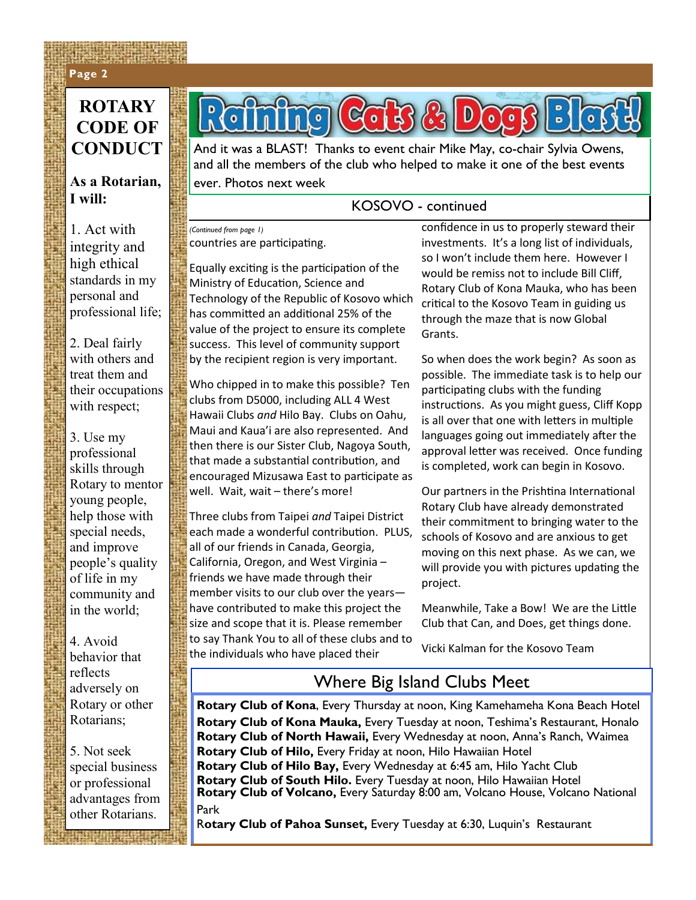# ROTARY CODE OF CONDUCT

**As a Rotarian, I will:**

1. Act with integrity and high ethical standards in my personal and professional life;

2. Deal fairly with others and treat them and their occupations with respect;

3. Use my professional skills through Rotary to mentor young people, help those with special needs, and improve people's quality of life in my community and in the world;

4. Avoid behavior that reflects adversely on Rotary or other Rotarians;

5. Not seek special business or professional advantages from other Rotarians.

# Raining Cats & Dogs Blast!

And it was a BLAST! Thanks to event chair Mike May, co-chair Sylvia Owens, and all the members of the club who helped to make it one of the best events ever. Photos next week

## KOSOVO - continued

*(Continued from page 1)*

countries are participating.

Equally exciting is the participation of the Ministry of Education, Science and Technology of the Republic of Kosovo which has committed an additional 25% of the value of the project to ensure its complete success. This level of community support by the recipient region is very important.

Who chipped in to make this possible? Ten clubs from D5000, including ALL 4 West Hawaii Clubs *and* Hilo Bay. Clubs on Oahu, Maui and Kaua'i are also represented. And then there is our Sister Club, Nagoya South, that made a substantial contribution, and encouraged Mizusawa East to participate as well. Wait, wait – there's more!

Three clubs from Taipei *and* Taipei District each made a wonderful contribution. PLUS, all of our friends in Canada, Georgia, California, Oregon, and West Virginia – friends we have made through their member visits to our club over the years—have contributed to make this project the size and scope that it is. Please remember to say Thank You to all of these clubs and to the individuals who have placed their confidence in us to properly steward their investments. It's a long list of individuals, so I won't include them here. However I would be remiss not to include Bill Cliff, Rotary Club of Kona Mauka, who has been critical to the Kosovo Team in guiding us through the maze that is now Global Grants.

So when does the work begin? As soon as possible. The immediate task is to help our participating clubs with the funding instructions. As you might guess, Cliff Kopp is all over that one with letters in multiple languages going out immediately after the approval letter was received. Once funding is completed, work can begin in Kosovo.

Our partners in the Prishtina International Rotary Club have already demonstrated their commitment to bringing water to the schools of Kosovo and are anxious to get moving on this next phase. As we can, we will provide you with pictures updating the project.

Meanwhile, Take a Bow! We are the Little Club that Can, and Does, get things done.

Vicki Kalman for the Kosovo Team

## Where Big Island Clubs Meet

**Rotary Club of Kona**, Every Thursday at noon, King Kamehameha Kona Beach Hotel
**Rotary Club of Kona Mauka,** Every Tuesday at noon, Teshima's Restaurant, Honalo
**Rotary Club of North Hawaii,** Every Wednesday at noon, Anna's Ranch, Waimea
**Rotary Club of Hilo,** Every Friday at noon, Hilo Hawaiian Hotel
**Rotary Club of Hilo Bay,** Every Wednesday at 6:45 am, Hilo Yacht Club
**Rotary Club of South Hilo.** Every Tuesday at noon, Hilo Hawaiian Hotel
**Rotary Club of Volcano,** Every Saturday 8:00 am, Volcano House, Volcano National Park
**Rotary Club of Pahoa Sunset,** Every Tuesday at 6:30, Luquin's Restaurant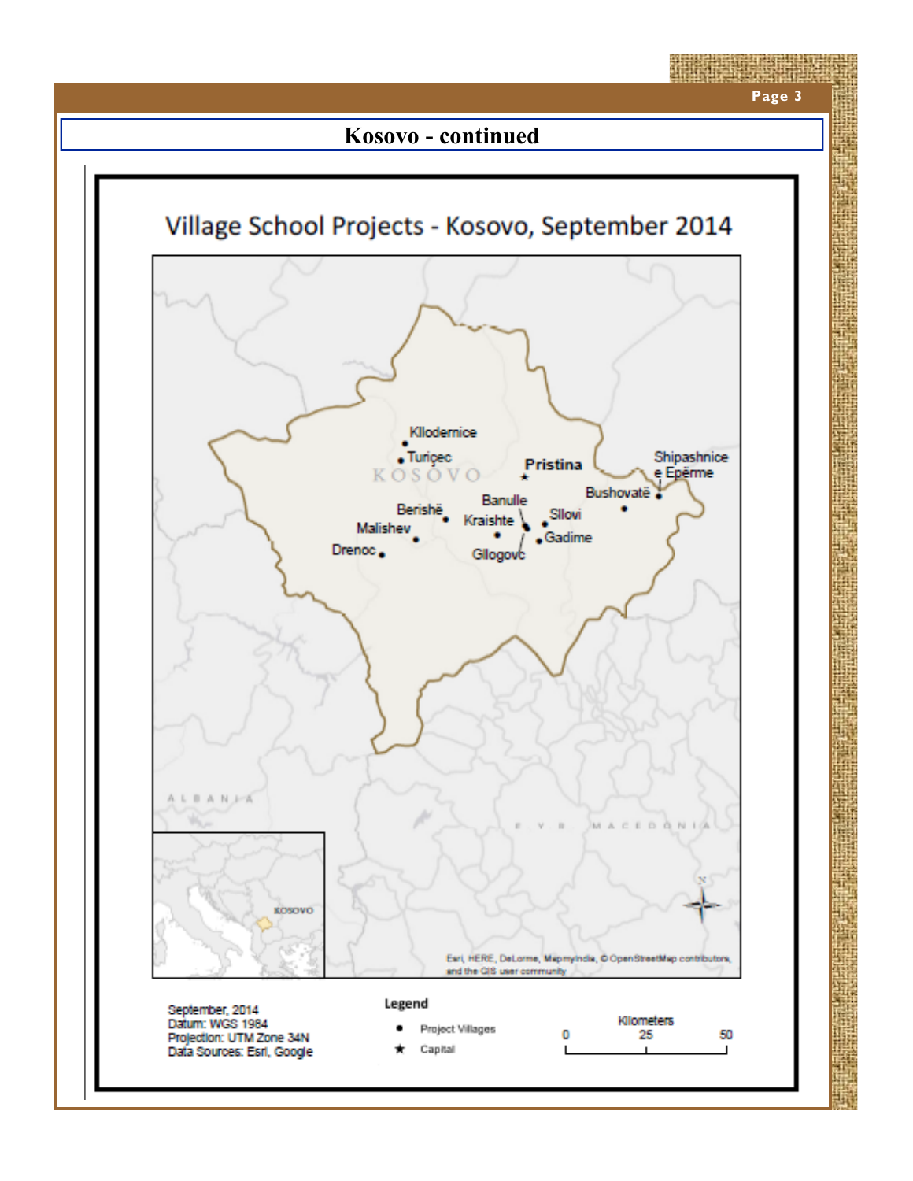## Kosovo - continued

### Village School Projects - Kosovo, September 2014

KOSOVO

Kllodernice
Turiçec
Pristina
Shipashnice e Epërme
Bushovatë
Banulle
Berishë
Kraishte
Sllovi
Malishev
Gadime
Drenoc
Gllogovc

ALBANIA

F. Y. R. MACEDONIA

KOSOVO

Esri, HERE, DeLorme, Mapmyindia, © OpenStreetMap contributors, and the GIS user community

September, 2014
Datum: WGS 1984
Projection: UTM Zone 34N
Data Sources: Esri, Google

**Legend**

- ● Project Villages
- ★ Capital

Kilometers
0 25 50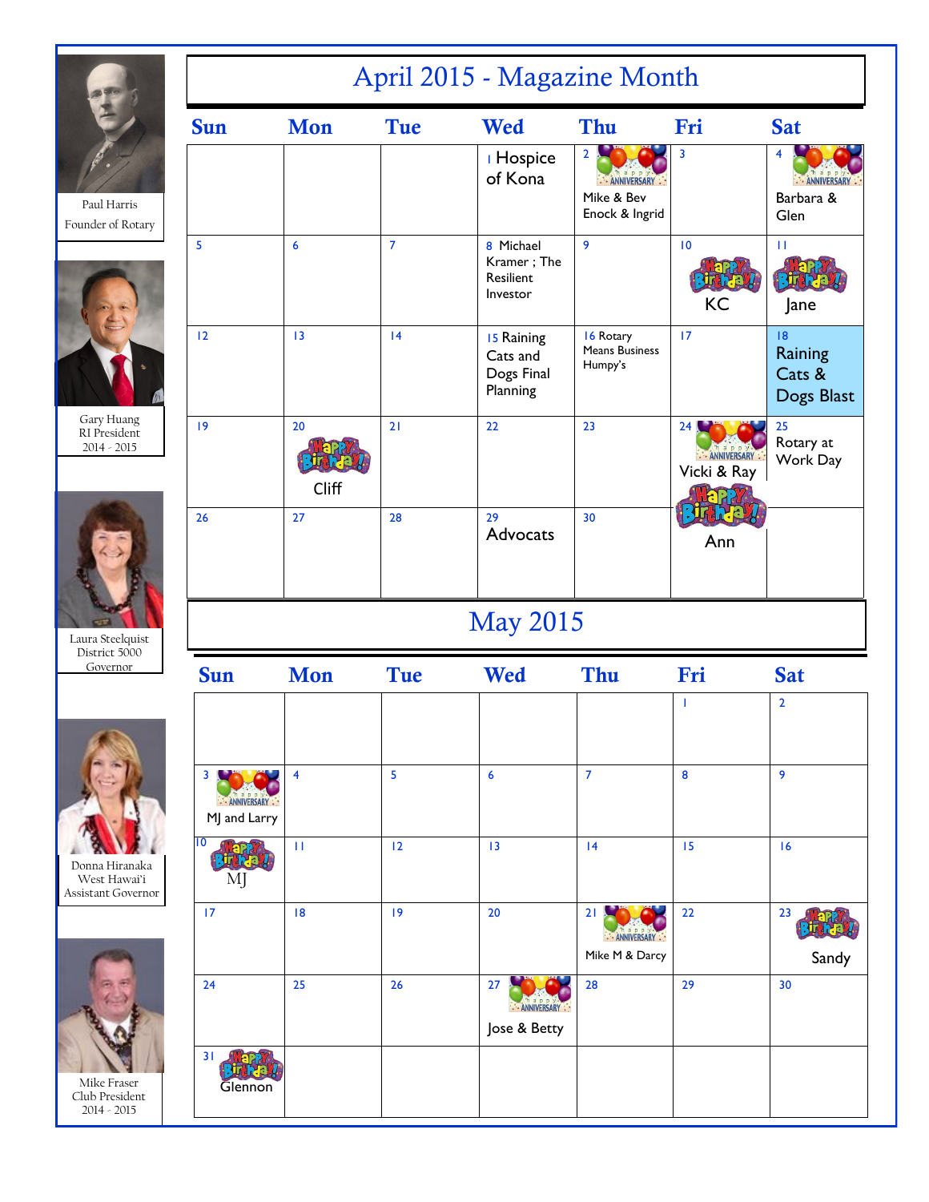Paul Harris
Founder of Rotary

Gary Huang
RI President
2014 - 2015

Laura Steelquist
District 5000
Governor

Donna Hiranaka
West Hawai'i
Assistant Governor

Mike Fraser
Club President
2014 - 2015

# April 2015 - Magazine Month

| Sun | Mon | Tue | Wed | Thu | Fri | Sat |
|---|---|---|---|---|---|---|
| | | | 1 Hospice of Kona | 2 Happy Anniversary Mike & Bev Enock & Ingrid | 3 | 4 Happy Anniversary Barbara & Glen |
| 5 | 6 | 7 | 8 Michael Kramer ; The Resilient Investor | 9 | 10 Happy Birthday! KC | 11 Happy Birthday! Jane |
| 12 | 13 | 14 | 15 Raining Cats and Dogs Final Planning | 16 Rotary Means Business Humpy's | 17 | 18 Raining Cats & Dogs Blast |
| 19 | 20 Happy Birthday! Cliff | 21 | 22 | 23 | 24 Happy Anniversary Vicki & Ray Happy Birthday! Ann | 25 Rotary at Work Day |
| 26 | 27 | 28 | 29 Advocats | 30 | | |

# May 2015

| Sun | Mon | Tue | Wed | Thu | Fri | Sat |
|---|---|---|---|---|---|---|
| | | | | | 1 | 2 |
| 3 Happy Anniversary MJ and Larry | 4 | 5 | 6 | 7 | 8 | 9 |
| 10 Happy Birthday! MJ | 11 | 12 | 13 | 14 | 15 | 16 |
| 17 | 18 | 19 | 20 | 21 Happy Anniversary Mike M & Darcy | 22 | 23 Happy Birthday! Sandy |
| 24 | 25 | 26 | 27 Happy Anniversary Jose & Betty | 28 | 29 | 30 |
| 31 Happy Birthday! Glennon | | | | | | |